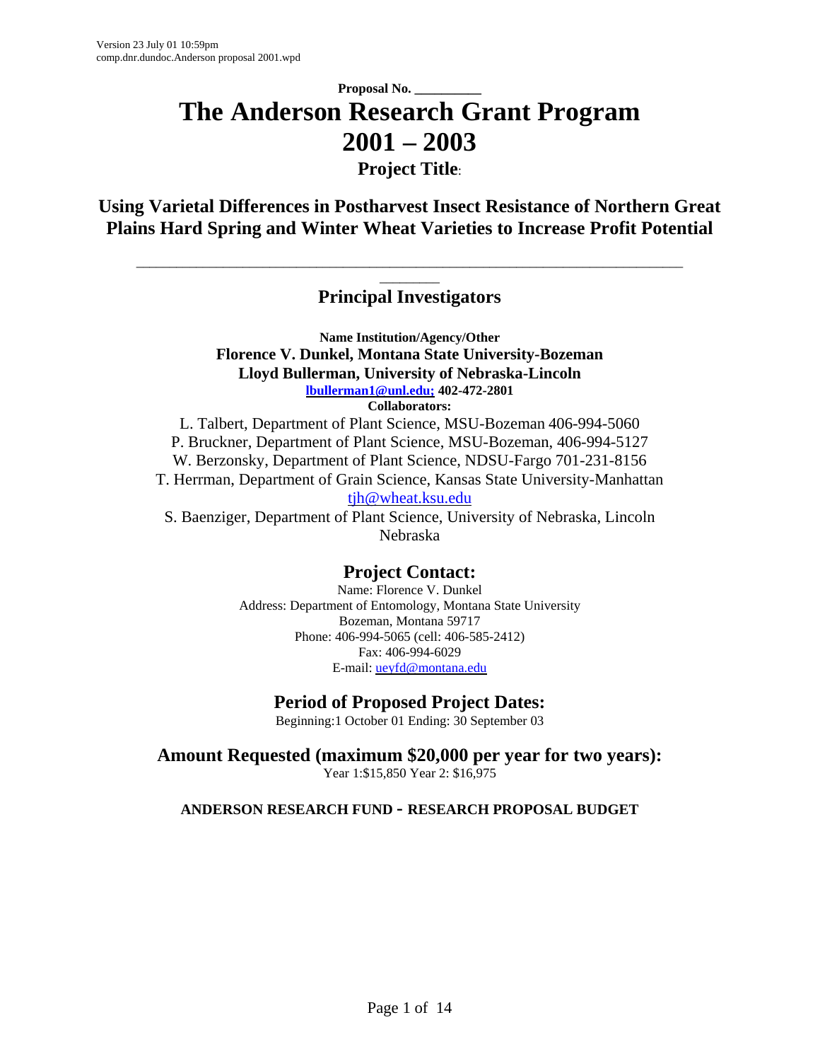Version 23 July 01 10:59pm
comp.dnr.dundoc.Anderson proposal 2001.wpd

**Proposal No. \_\_\_\_\_\_\_\_\_\_**

# The Anderson Research Grant Program 2001 – 2003

## Project Title:

## Using Varietal Differences in Postharvest Insect Resistance of Northern Great Plains Hard Spring and Winter Wheat Varieties to Increase Profit Potential

---

## Principal Investigators

**Name Institution/Agency/Other**

**Florence V. Dunkel, Montana State University-Bozeman**

**Lloyd Bullerman, University of Nebraska-Lincoln**

**lbullerman1@unl.edu; 402-472-2801**

**Collaborators:**

L. Talbert, Department of Plant Science, MSU-Bozeman 406-994-5060

P. Bruckner, Department of Plant Science, MSU-Bozeman, 406-994-5127

W. Berzonsky, Department of Plant Science, NDSU-Fargo 701-231-8156

T. Herrman, Department of Grain Science, Kansas State University-Manhattan tjh@wheat.ksu.edu

S. Baenziger, Department of Plant Science, University of Nebraska, Lincoln Nebraska

## Project Contact:

Name: Florence V. Dunkel

Address: Department of Entomology, Montana State University
Bozeman, Montana 59717

Phone: 406-994-5065 (cell: 406-585-2412)

Fax: 406-994-6029

E-mail: ueyfd@montana.edu

## Period of Proposed Project Dates:

Beginning:1 October 01 Ending: 30 September 03

## Amount Requested (maximum $20,000 per year for two years):

Year 1:$15,850 Year 2: $16,975

**ANDERSON RESEARCH FUND - RESEARCH PROPOSAL BUDGET**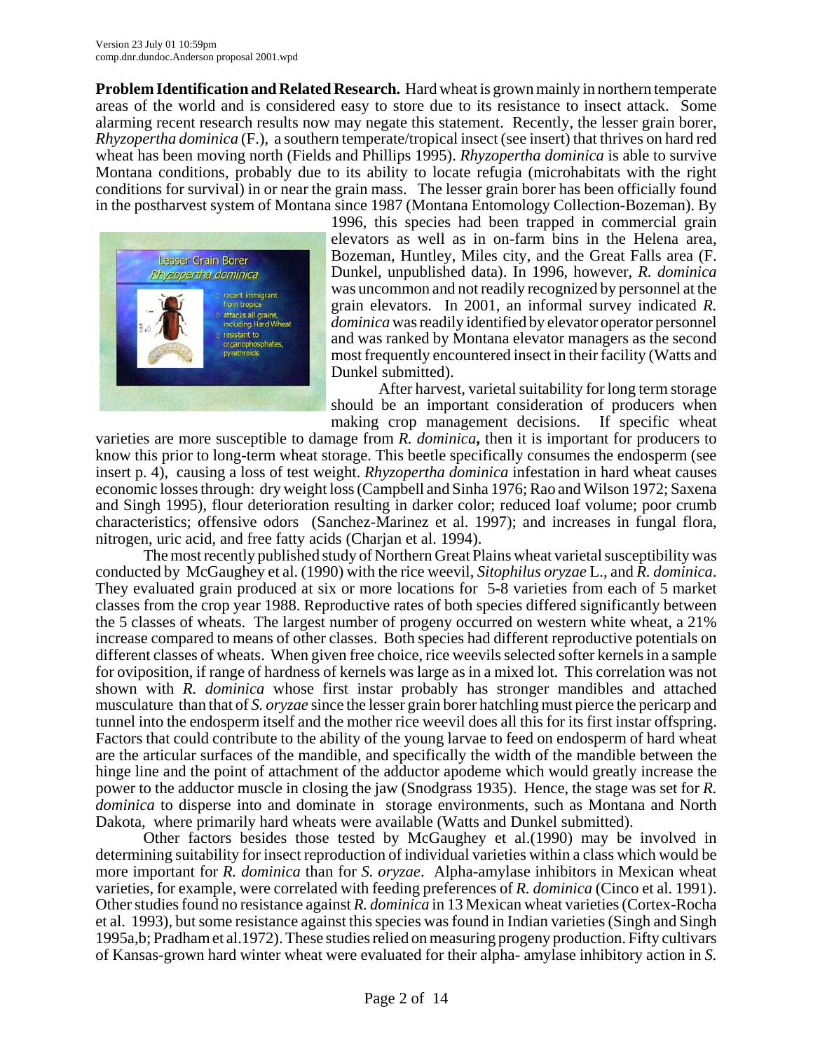**Problem Identification and Related Research.** Hard wheat is grown mainly in northern temperate areas of the world and is considered easy to store due to its resistance to insect attack. Some alarming recent research results now may negate this statement. Recently, the lesser grain borer, *Rhyzopertha dominica* (F.), a southern temperate/tropical insect (see insert) that thrives on hard red wheat has been moving north (Fields and Phillips 1995). *Rhyzopertha dominica* is able to survive Montana conditions, probably due to its ability to locate refugia (microhabitats with the right conditions for survival) in or near the grain mass. The lesser grain borer has been officially found in the postharvest system of Montana since 1987 (Montana Entomology Collection-Bozeman). By 1996, this species had been trapped in commercial grain elevators as well as in on-farm bins in the Helena area, Bozeman, Huntley, Miles city, and the Great Falls area (F. Dunkel, unpublished data). In 1996, however, *R. dominica* was uncommon and not readily recognized by personnel at the grain elevators. In 2001, an informal survey indicated *R. dominica* was readily identified by elevator operator personnel and was ranked by Montana elevator managers as the second most frequently encountered insect in their facility (Watts and Dunkel submitted).

Lesser Grain Borer
*Rhyzopertha dominica*
- recent immigrant from tropics
- attacks all grains, including Hard Wheat
- resistant to organophosphates, pyrethroids

After harvest, varietal suitability for long term storage should be an important consideration of producers when making crop management decisions. If specific wheat varieties are more susceptible to damage from *R. dominica*, then it is important for producers to know this prior to long-term wheat storage. This beetle specifically consumes the endosperm (see insert p. 4), causing a loss of test weight. *Rhyzopertha dominica* infestation in hard wheat causes economic losses through: dry weight loss (Campbell and Sinha 1976; Rao and Wilson 1972; Saxena and Singh 1995), flour deterioration resulting in darker color; reduced loaf volume; poor crumb characteristics; offensive odors (Sanchez-Marinez et al. 1997); and increases in fungal flora, nitrogen, uric acid, and free fatty acids (Charjan et al. 1994).

The most recently published study of Northern Great Plains wheat varietal susceptibility was conducted by McGaughey et al. (1990) with the rice weevil, *Sitophilus oryzae* L., and *R. dominica*. They evaluated grain produced at six or more locations for 5-8 varieties from each of 5 market classes from the crop year 1988. Reproductive rates of both species differed significantly between the 5 classes of wheats. The largest number of progeny occurred on western white wheat, a 21% increase compared to means of other classes. Both species had different reproductive potentials on different classes of wheats. When given free choice, rice weevils selected softer kernels in a sample for oviposition, if range of hardness of kernels was large as in a mixed lot. This correlation was not shown with *R. dominica* whose first instar probably has stronger mandibles and attached musculature than that of *S. oryzae* since the lesser grain borer hatchling must pierce the pericarp and tunnel into the endosperm itself and the mother rice weevil does all this for its first instar offspring. Factors that could contribute to the ability of the young larvae to feed on endosperm of hard wheat are the articular surfaces of the mandible, and specifically the width of the mandible between the hinge line and the point of attachment of the adductor apodeme which would greatly increase the power to the adductor muscle in closing the jaw (Snodgrass 1935). Hence, the stage was set for *R. dominica* to disperse into and dominate in storage environments, such as Montana and North Dakota, where primarily hard wheats were available (Watts and Dunkel submitted).

Other factors besides those tested by McGaughey et al.(1990) may be involved in determining suitability for insect reproduction of individual varieties within a class which would be more important for *R. dominica* than for *S. oryzae*. Alpha-amylase inhibitors in Mexican wheat varieties, for example, were correlated with feeding preferences of *R. dominica* (Cinco et al. 1991). Other studies found no resistance against *R. dominica* in 13 Mexican wheat varieties (Cortex-Rocha et al. 1993), but some resistance against this species was found in Indian varieties (Singh and Singh 1995a,b; Pradham et al.1972). These studies relied on measuring progeny production. Fifty cultivars of Kansas-grown hard winter wheat were evaluated for their alpha- amylase inhibitory action in *S.*